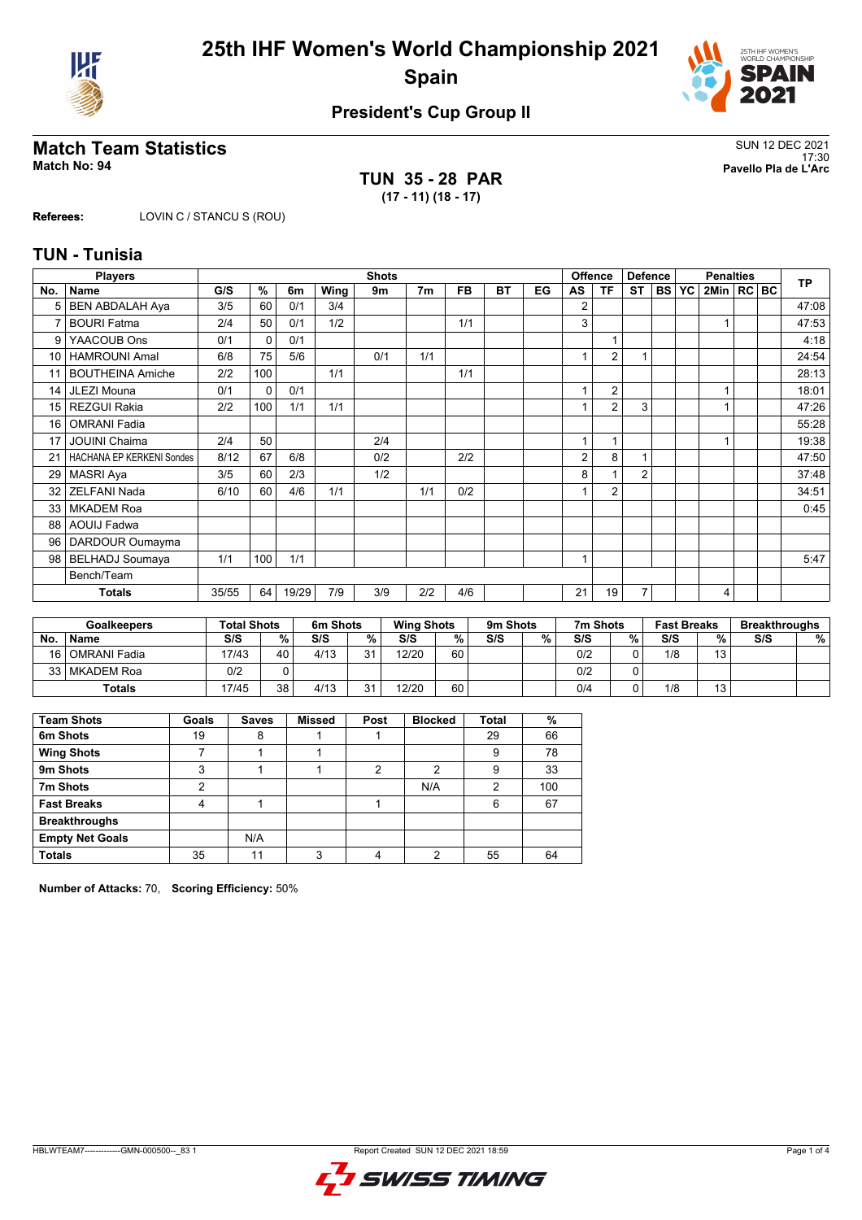# 25th IHF Women's World Championship 2021
## Spain

### President's Cup Group II

## Match Team Statistics

**Match No: 94**

SUN 12 DEC 2021
17:30
**Pavello Pla de L'Arc**

**TUN 35 - 28 PAR**
**(17 - 11) (18 - 17)**

**Referees:** LOVIN C / STANCU S (ROU)

## TUN - Tunisia

| Players | | Shots | | | | | | | | | Offence | | Defence | | | Penalties | | | TP |
|---|---|---|---|---|---|---|---|---|---|---|---|---|---|---|---|---|---|---|---|
| No. | Name | G/S | % | 6m | Wing | 9m | 7m | FB | BT | EG | AS | TF | ST | BS | YC | 2Min | RC | BC | |
| 5 | BEN ABDALAH Aya | 3/5 | 60 | 0/1 | 3/4 | | | | | | 2 | | | | | | | | 47:08 |
| 7 | BOURI Fatma | 2/4 | 50 | 0/1 | 1/2 | | | 1/1 | | | 3 | | | | | 1 | | | 47:53 |
| 9 | YAACOUB Ons | 0/1 | 0 | 0/1 | | | | | | | | 1 | | | | | | | 4:18 |
| 10 | HAMROUNI Amal | 6/8 | 75 | 5/6 | | 0/1 | 1/1 | | | | 1 | 2 | 1 | | | | | | 24:54 |
| 11 | BOUTHEINA Amiche | 2/2 | 100 | | 1/1 | | | 1/1 | | | | | | | | | | | 28:13 |
| 14 | JLEZI Mouna | 0/1 | 0 | 0/1 | | | | | | | 1 | 2 | | | | 1 | | | 18:01 |
| 15 | REZGUI Rakia | 2/2 | 100 | 1/1 | 1/1 | | | | | | 1 | 2 | 3 | | | 1 | | | 47:26 |
| 16 | OMRANI Fadia | | | | | | | | | | | | | | | | | | 55:28 |
| 17 | JOUINI Chaima | 2/4 | 50 | | | 2/4 | | | | | 1 | 1 | | | | 1 | | | 19:38 |
| 21 | HACHANA EP KERKENI Sondes | 8/12 | 67 | 6/8 | | 0/2 | | 2/2 | | | 2 | 8 | 1 | | | | | | 47:50 |
| 29 | MASRI Aya | 3/5 | 60 | 2/3 | | 1/2 | | | | | 8 | 1 | 2 | | | | | | 37:48 |
| 32 | ZELFANI Nada | 6/10 | 60 | 4/6 | 1/1 | | 1/1 | 0/2 | | | 1 | 2 | | | | | | | 34:51 |
| 33 | MKADEM Roa | | | | | | | | | | | | | | | | | | 0:45 |
| 88 | AOUIJ Fadwa | | | | | | | | | | | | | | | | | | |
| 96 | DARDOUR Oumayma | | | | | | | | | | | | | | | | | | |
| 98 | BELHADJ Soumaya | 1/1 | 100 | 1/1 | | | | | | | 1 | | | | | | | | 5:47 |
| | Bench/Team | | | | | | | | | | | | | | | | | | |
| | **Totals** | 35/55 | 64 | 19/29 | 7/9 | 3/9 | 2/2 | 4/6 | | | 21 | 19 | 7 | | | 4 | | | |

| Goalkeepers | | Total Shots | | 6m Shots | | Wing Shots | | 9m Shots | | 7m Shots | | Fast Breaks | | Breakthroughs | |
|---|---|---|---|---|---|---|---|---|---|---|---|---|---|---|---|
| No. | Name | S/S | % | S/S | % | S/S | % | S/S | % | S/S | % | S/S | % | S/S | % |
| 16 | OMRANI Fadia | 17/43 | 40 | 4/13 | 31 | 12/20 | 60 | | | 0/2 | 0 | 1/8 | 13 | | |
| 33 | MKADEM Roa | 0/2 | 0 | | | | | | | 0/2 | 0 | | | | |
| | **Totals** | 17/45 | 38 | 4/13 | 31 | 12/20 | 60 | | | 0/4 | 0 | 1/8 | 13 | | |

| Team Shots | Goals | Saves | Missed | Post | Blocked | Total | % |
|---|---|---|---|---|---|---|---|
| 6m Shots | 19 | 8 | 1 | 1 | | 29 | 66 |
| Wing Shots | 7 | 1 | 1 | | | 9 | 78 |
| 9m Shots | 3 | 1 | 1 | 2 | 2 | 9 | 33 |
| 7m Shots | 2 | | | | N/A | 2 | 100 |
| Fast Breaks | 4 | 1 | | 1 | | 6 | 67 |
| Breakthroughs | | | | | | | |
| Empty Net Goals | | N/A | | | | | |
| Totals | 35 | 11 | 3 | 4 | 2 | 55 | 64 |

**Number of Attacks:** 70, **Scoring Efficiency:** 50%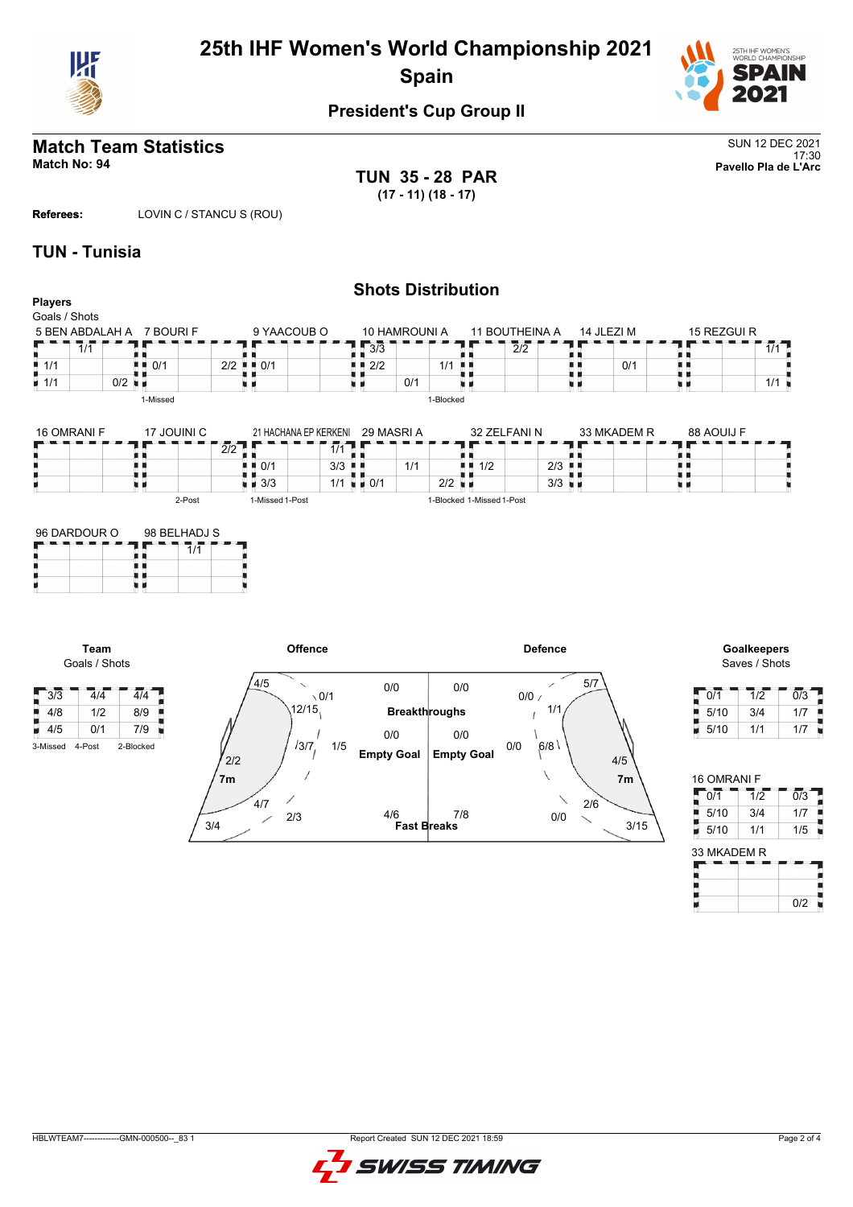# 25th IHF Women's World Championship 2021

## Spain

### President's Cup Group II

## Match Team Statistics

**Match No: 94**

SUN 12 DEC 2021
17:30
**Pavello Pla de L'Arc**

**TUN 35 - 28 PAR**
**(17 - 11) (18 - 17)**

**Referees:** LOVIN C / STANCU S (ROU)

## TUN - Tunisia

### Shots Distribution

**Players**
Goals / Shots

**5 BEN ABDALAH A**

| | | |
|---|---|---|
| | 1/1 | |
| 1/1 | | |
| 1/1 | | 0/2 |

**7 BOURI F**

| | | |
|---|---|---|
| | | |
| 0/1 | | 2/2 |
| | | |

1-Missed

**9 YAACOUB O**

| | | |
|---|---|---|
| | | |
| 0/1 | | |
| | | |

**10 HAMROUNI A**

| | | |
|---|---|---|
| 3/3 | | |
| 2/2 | | 1/1 |
| | 0/1 | |

1-Blocked

**11 BOUTHEINA A**

| | | |
|---|---|---|
| | 2/2 | |
| | | |
| | | |

**14 JLEZI M**

| | | |
|---|---|---|
| | | |
| | 0/1 | |
| | | |

**15 REZGUI R**

| | | |
|---|---|---|
| | | 1/1 |
| | | |
| | | 1/1 |

**16 OMRANI F**

| | | |
|---|---|---|
| | | |
| | | |
| | | |

**17 JOUINI C**

| | | |
|---|---|---|
| | | 2/2 |
| | | |
| | | |

2-Post

**21 HACHANA EP KERKENI**

| | | |
|---|---|---|
| | | 1/1 |
| 0/1 | | 3/3 |
| 3/3 | | 1/1 |

1-Missed 1-Post

**29 MASRI A**

| | | |
|---|---|---|
| | | |
| | 1/1 | |
| 0/1 | | 2/2 |

1-Blocked

**32 ZELFANI N**

| | | |
|---|---|---|
| | | |
| 1/2 | | 2/3 |
| | | 3/3 |

1-Missed 1-Post

**33 MKADEM R**

| | | |
|---|---|---|
| | | |
| | | |
| | | |

**88 AOUIJ F**

| | | |
|---|---|---|
| | | |
| | | |
| | | |

**96 DARDOUR O**

| | | |
|---|---|---|
| | | |
| | | |
| | | |

**98 BELHADJ S**

| | | |
|---|---|---|
| | 1/1 | |
| | | |
| | | |

**Team**
Goals / Shots

| | | |
|---|---|---|
| 3/3 | 4/4 | 4/4 |
| 4/8 | 1/2 | 8/9 |
| 4/5 | 0/1 | 7/9 |

3-Missed 4-Post 2-Blocked

**Offence**

- Left wing: 4/5
- Left 9m: 0/1
- Left back: 12/15
- Centre: 3/7
- Right back / right 9m: 1/5
- 7m: 2/2
- Left 6m: 4/7
- Centre 6m: 2/3
- Left corner: 3/4
- Breakthroughs: 0/0
- Empty Goal: 0/0
- Fast Breaks: 4/6

**Defence**

- Breakthroughs: 0/0
- Empty Goal: 0/0
- Fast Breaks: 7/8
- Right wing: 5/7
- 9m: 0/0
- Back: 1/1
- Centre: 6/8
- Left 9m: 0/0
- 7m: 4/5
- Right 6m: 2/6
- Centre 6m: 0/0
- Right corner: 3/15

**Goalkeepers**
Saves / Shots

| | | |
|---|---|---|
| 0/1 | 1/2 | 0/3 |
| 5/10 | 3/4 | 1/7 |
| 5/10 | 1/1 | 1/7 |

**16 OMRANI F**

| | | |
|---|---|---|
| 0/1 | 1/2 | 0/3 |
| 5/10 | 3/4 | 1/7 |
| 5/10 | 1/1 | 1/5 |

**33 MKADEM R**

| | |
|---|---|
| | |
| | |
| | 0/2 |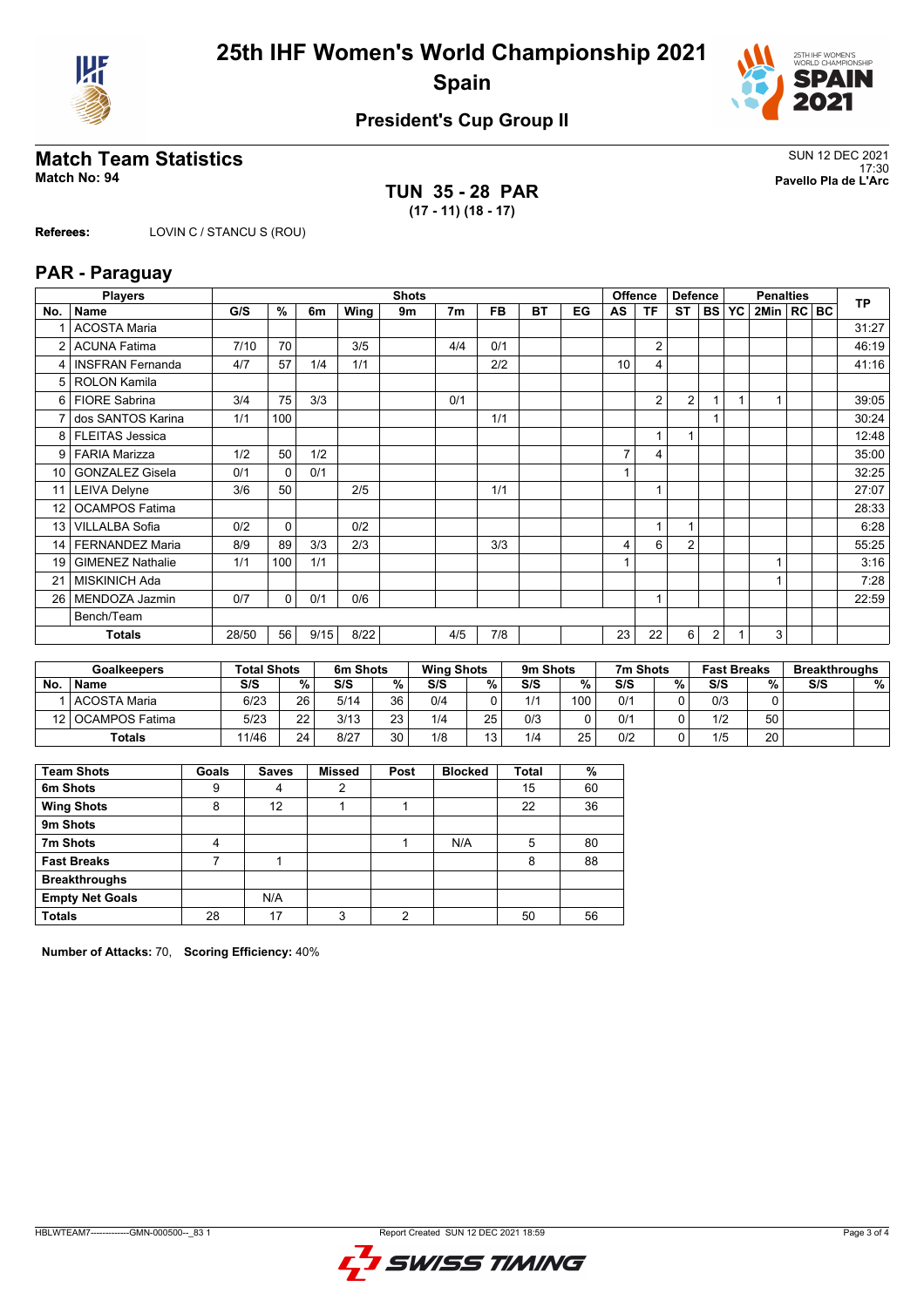# 25th IHF Women's World Championship 2021

## Spain

### President's Cup Group II

## Match Team Statistics

**Match No: 94**

SUN 12 DEC 2021
17:30
**Pavello Pla de L'Arc**

**TUN 35 - 28 PAR**
**(17 - 11) (18 - 17)**

**Referees:** LOVIN C / STANCU S (ROU)

## PAR - Paraguay

| No. | Name | G/S | % | 6m | Wing | 9m | 7m | FB | BT | EG | AS | TF | ST | BS | YC | 2Min | RC | BC | TP |
|---|---|---|---|---|---|---|---|---|---|---|---|---|---|---|---|---|---|---|---|
| 1 | ACOSTA Maria | | | | | | | | | | | | | | | | | | 31:27 |
| 2 | ACUNA Fatima | 7/10 | 70 | | 3/5 | | 4/4 | 0/1 | | | | 2 | | | | | | | 46:19 |
| 4 | INSFRAN Fernanda | 4/7 | 57 | 1/4 | 1/1 | | | 2/2 | | | 10 | 4 | | | | | | | 41:16 |
| 5 | ROLON Kamila | | | | | | | | | | | | | | | | | | |
| 6 | FIORE Sabrina | 3/4 | 75 | 3/3 | | | 0/1 | | | | | 2 | 2 | 1 | 1 | 1 | | | 39:05 |
| 7 | dos SANTOS Karina | 1/1 | 100 | | | | | 1/1 | | | | | | 1 | | | | | 30:24 |
| 8 | FLEITAS Jessica | | | | | | | | | | | 1 | 1 | | | | | | 12:48 |
| 9 | FARIA Marizza | 1/2 | 50 | 1/2 | | | | | | | 7 | 4 | | | | | | | 35:00 |
| 10 | GONZALEZ Gisela | 0/1 | 0 | 0/1 | | | | | | | 1 | | | | | | | | 32:25 |
| 11 | LEIVA Delyne | 3/6 | 50 | | 2/5 | | | 1/1 | | | | 1 | | | | | | | 27:07 |
| 12 | OCAMPOS Fatima | | | | | | | | | | | | | | | | | | 28:33 |
| 13 | VILLALBA Sofia | 0/2 | 0 | | 0/2 | | | | | | | 1 | 1 | | | | | | 6:28 |
| 14 | FERNANDEZ Maria | 8/9 | 89 | 3/3 | 2/3 | | | 3/3 | | | 4 | 6 | 2 | | | | | | 55:25 |
| 19 | GIMENEZ Nathalie | 1/1 | 100 | 1/1 | | | | | | | 1 | | | | | 1 | | | 3:16 |
| 21 | MISKINICH Ada | | | | | | | | | | | | | | | 1 | | | 7:28 |
| 26 | MENDOZA Jazmin | 0/7 | 0 | 0/1 | 0/6 | | | | | | | 1 | | | | | | | 22:59 |
| | Bench/Team | | | | | | | | | | | | | | | | | | |
| | **Totals** | 28/50 | 56 | 9/15 | 8/22 | | 4/5 | 7/8 | | | 23 | 22 | 6 | 2 | 1 | 3 | | | |

| No. | Goalkeepers | Total Shots S/S | % | 6m Shots S/S | % | Wing Shots S/S | % | 9m Shots S/S | % | 7m Shots S/S | % | Fast Breaks S/S | % | Breakthroughs S/S | % |
|---|---|---|---|---|---|---|---|---|---|---|---|---|---|---|---|
| 1 | ACOSTA Maria | 6/23 | 26 | 5/14 | 36 | 0/4 | 0 | 1/1 | 100 | 0/1 | 0 | 0/3 | 0 | | |
| 12 | OCAMPOS Fatima | 5/23 | 22 | 3/13 | 23 | 1/4 | 25 | 0/3 | 0 | 0/1 | 0 | 1/2 | 50 | | |
| | **Totals** | 11/46 | 24 | 8/27 | 30 | 1/8 | 13 | 1/4 | 25 | 0/2 | 0 | 1/5 | 20 | | |

| Team Shots | Goals | Saves | Missed | Post | Blocked | Total | % |
|---|---|---|---|---|---|---|---|
| 6m Shots | 9 | 4 | 2 | | | 15 | 60 |
| Wing Shots | 8 | 12 | 1 | 1 | | 22 | 36 |
| 9m Shots | | | | | | | |
| 7m Shots | 4 | | | 1 | N/A | 5 | 80 |
| Fast Breaks | 7 | 1 | | | | 8 | 88 |
| Breakthroughs | | | | | | | |
| Empty Net Goals | | N/A | | | | | |
| **Totals** | 28 | 17 | 3 | 2 | | 50 | 56 |

**Number of Attacks:** 70, **Scoring Efficiency:** 40%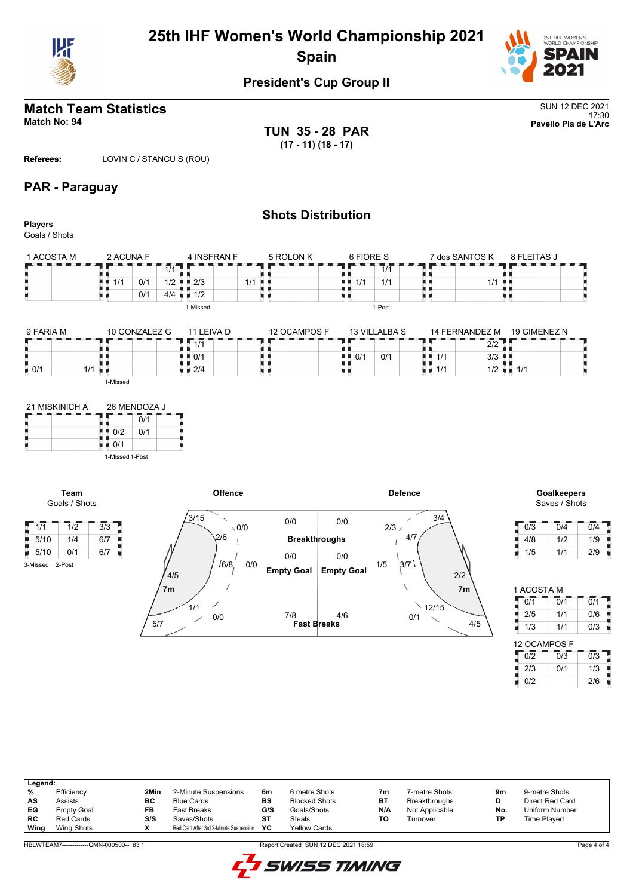# 25th IHF Women's World Championship 2021
## Spain

### President's Cup Group II

## Match Team Statistics

**Match No: 94**

SUN 12 DEC 2021
17:30
**Pavello Pla de L'Arc**

**TUN 35 - 28 PAR**
**(17 - 11) (18 - 17)**

**Referees:** LOVIN C / STANCU S (ROU)

## PAR - Paraguay

### Shots Distribution

**Players**
Goals / Shots

1 ACOSTA M

2 ACUNA F
| | | |
|---|---|---|
| | | 1/1 |
| 1/1 | 0/1 | 1/2 |
| | 0/1 | 4/4 |

4 INSFRAN F
| | | |
|---|---|---|
| | | |
| 2/3 | | 1/1 |
| 1/2 | | |

1-Missed

5 ROLON K

6 FIORE S
| | | |
|---|---|---|
| | 1/1 | |
| 1/1 | 1/1 | |
| | | |

1-Post

7 dos SANTOS K
| | | |
|---|---|---|
| | | |
| | | 1/1 |
| | | |

8 FLEITAS J

9 FARIA M
| | | |
|---|---|---|
| | | |
| | | |
| 0/1 | | 1/1 |

10 GONZALEZ G

1-Missed

11 LEIVA D
| | | |
|---|---|---|
| 1/1 | | |
| 0/1 | | |
| 2/4 | | |

12 OCAMPOS F

13 VILLALBA S
| | | |
|---|---|---|
| | | |
| 0/1 | 0/1 | |
| | | |

14 FERNANDEZ M
| | | |
|---|---|---|
| | | 2/2 |
| 1/1 | | 3/3 |
| 1/1 | | 1/2 |

19 GIMENEZ N
| | | |
|---|---|---|
| | | |
| | | |
| 1/1 | | |

21 MISKINICH A

26 MENDOZA J
| | | |
|---|---|---|
| | 0/1 | |
| 0/2 | 0/1 | |
| 0/1 | | |

1-Missed 1-Post

**Team**
Goals / Shots

| | | |
|---|---|---|
| 1/1 | 1/2 | 3/3 |
| 5/10 | 1/4 | 6/7 |
| 5/10 | 0/1 | 6/7 |

3-Missed 2-Post

**Offence**

3/15
0/0
2/6
6/8
0/0
4/5
7m
1/1
0/0
5/7

Breakthroughs: 0/0
Empty Goal: 0/0
Fast Breaks: 7/8

**Defence**

Breakthroughs: 0/0
Empty Goal: 0/0
Fast Breaks: 4/6

3/4
2/3
4/7
1/5
3/7
2/2
7m
12/15
0/1
4/5

**Goalkeepers**
Saves / Shots

| | | |
|---|---|---|
| 0/3 | 0/4 | 0/4 |
| 4/8 | 1/2 | 1/9 |
| 1/5 | 1/1 | 2/9 |

1 ACOSTA M
| | | |
|---|---|---|
| 0/1 | 0/1 | 0/1 |
| 2/5 | 1/1 | 0/6 |
| 1/3 | 1/1 | 0/3 |

12 OCAMPOS F
| | | |
|---|---|---|
| 0/2 | 0/3 | 0/3 |
| 2/3 | 0/1 | 1/3 |
| 0/2 | | 2/6 |

| Legend: | | | | | | | | | |
|---|---|---|---|---|---|---|---|---|---|
| % | Efficiency | 2Min | 2-Minute Suspensions | 6m | 6 metre Shots | 7m | 7-metre Shots | 9m | 9-metre Shots |
| AS | Assists | BC | Blue Cards | BS | Blocked Shots | BT | Breakthroughs | D | Direct Red Card |
| EG | Empty Goal | FB | Fast Breaks | G/S | Goals/Shots | N/A | Not Applicable | No. | Uniform Number |
| RC | Red Cards | S/S | Saves/Shots | ST | Steals | TO | Turnover | TP | Time Played |
| Wing | Wing Shots | X | Red Card After 3rd 2-Minute Suspension | YC | Yellow Cards | | | | |

HBLWTEAM7--------------GMN-000500--_83 1 Report Created SUN 12 DEC 2021 18:59